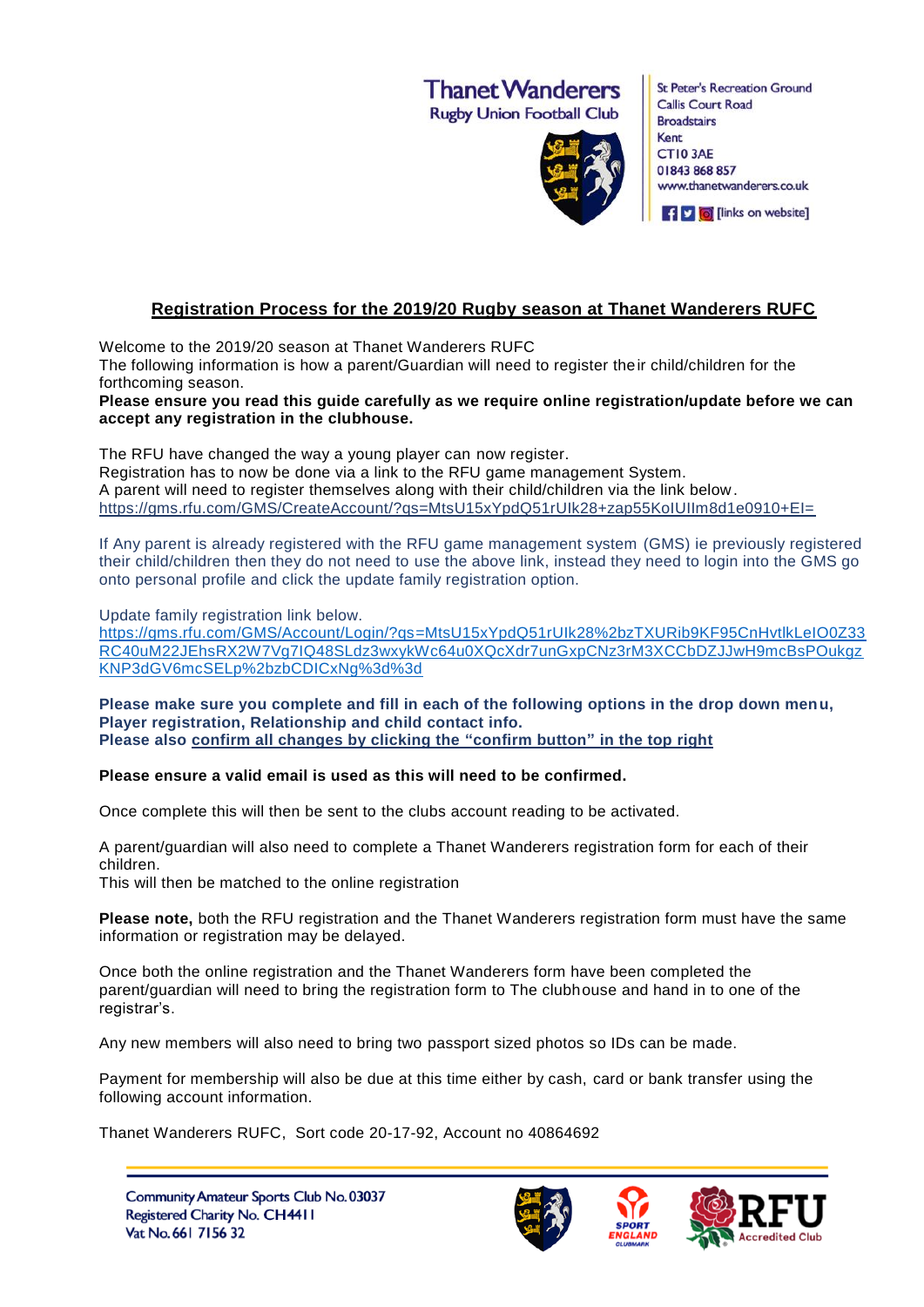Thanet Wanderers
Rugby Union Football Club

St Peter's Recreation Ground
Callis Court Road
Broadstairs
Kent
CT10 3AE
01843 868 857
www.thanetwanderers.co.uk
[links on website]

## Registration Process for the 2019/20 Rugby season at Thanet Wanderers RUFC

Welcome to the 2019/20 season at Thanet Wanderers RUFC
The following information is how a parent/Guardian will need to register their child/children for the forthcoming season.
**Please ensure you read this guide carefully as we require online registration/update before we can accept any registration in the clubhouse.**

The RFU have changed the way a young player can now register.
Registration has to now be done via a link to the RFU game management System.
A parent will need to register themselves along with their child/children via the link below.
https://gms.rfu.com/GMS/CreateAccount/?qs=MtsU15xYpdQ51rUlk28+zap55KoIUIlm8d1e0910+EI=

If Any parent is already registered with the RFU game management system (GMS) ie previously registered their child/children then they do not need to use the above link, instead they need to login into the GMS go onto personal profile and click the update family registration option.

Update family registration link below.
https://gms.rfu.com/GMS/Account/Login/?qs=MtsU15xYpdQ51rUlk28%2bzTXURib9KF95CnHvtlkLeIO0Z33RC40uM22JEhsRX2W7Vg7IQ48SLdz3wxykWc64u0XQcXdr7unGxpCNz3rM3XCCbDZJJwH9mcBsPOukgzKNP3dGV6mcSELp%2bzbCDICxNg%3d%3d

**Please make sure you complete and fill in each of the following options in the drop down menu, Player registration, Relationship and child contact info.**
**Please also confirm all changes by clicking the "confirm button" in the top right**

**Please ensure a valid email is used as this will need to be confirmed.**

Once complete this will then be sent to the clubs account reading to be activated.

A parent/guardian will also need to complete a Thanet Wanderers registration form for each of their children.
This will then be matched to the online registration

**Please note,** both the RFU registration and the Thanet Wanderers registration form must have the same information or registration may be delayed.

Once both the online registration and the Thanet Wanderers form have been completed the parent/guardian will need to bring the registration form to The clubhouse and hand in to one of the registrar's.

Any new members will also need to bring two passport sized photos so IDs can be made.

Payment for membership will also be due at this time either by cash, card or bank transfer using the following account information.

Thanet Wanderers RUFC, Sort code 20-17-92, Account no 40864692

Community Amateur Sports Club No. 03037
Registered Charity No. CH4411
Vat No. 661 7156 32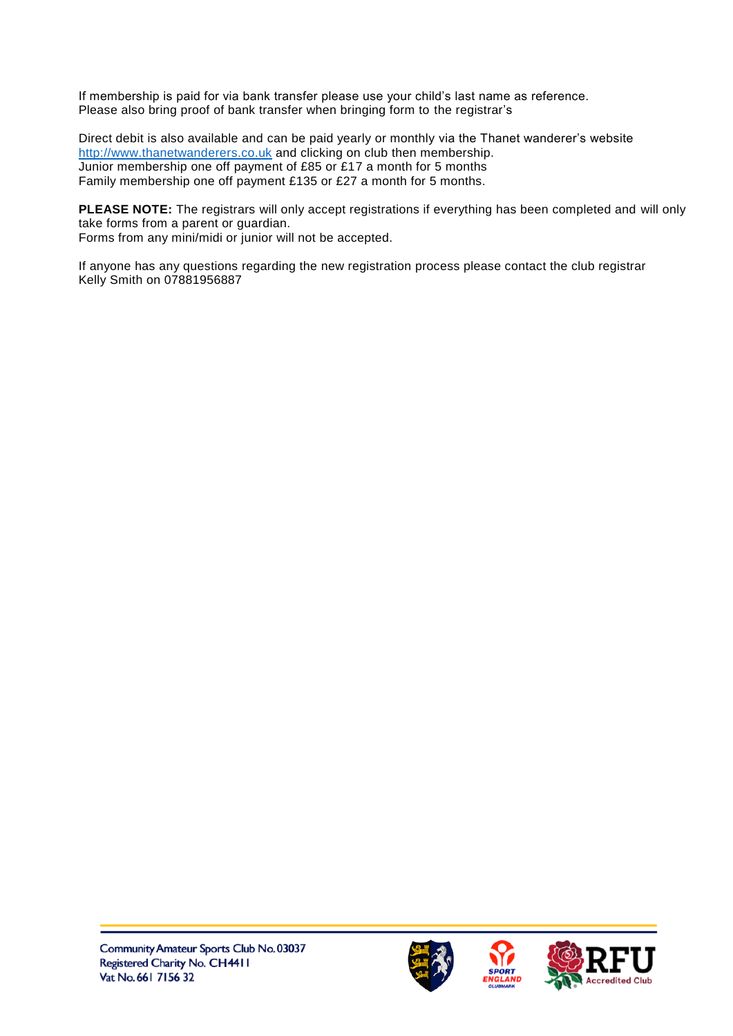If membership is paid for via bank transfer please use your child's last name as reference.
Please also bring proof of bank transfer when bringing form to the registrar's

Direct debit is also available and can be paid yearly or monthly via the Thanet wanderer's website [http://www.thanetwanderers.co.uk](http://www.thanetwanderers.co.uk) and clicking on club then membership.
Junior membership one off payment of £85 or £17 a month for 5 months
Family membership one off payment £135 or £27 a month for 5 months.

**PLEASE NOTE:** The registrars will only accept registrations if everything has been completed and will only take forms from a parent or guardian.
Forms from any mini/midi or junior will not be accepted.

If anyone has any questions regarding the new registration process please contact the club registrar Kelly Smith on 07881956887

Community Amateur Sports Club No. 03037
Registered Charity No. CH4411
Vat No. 661 7156 32